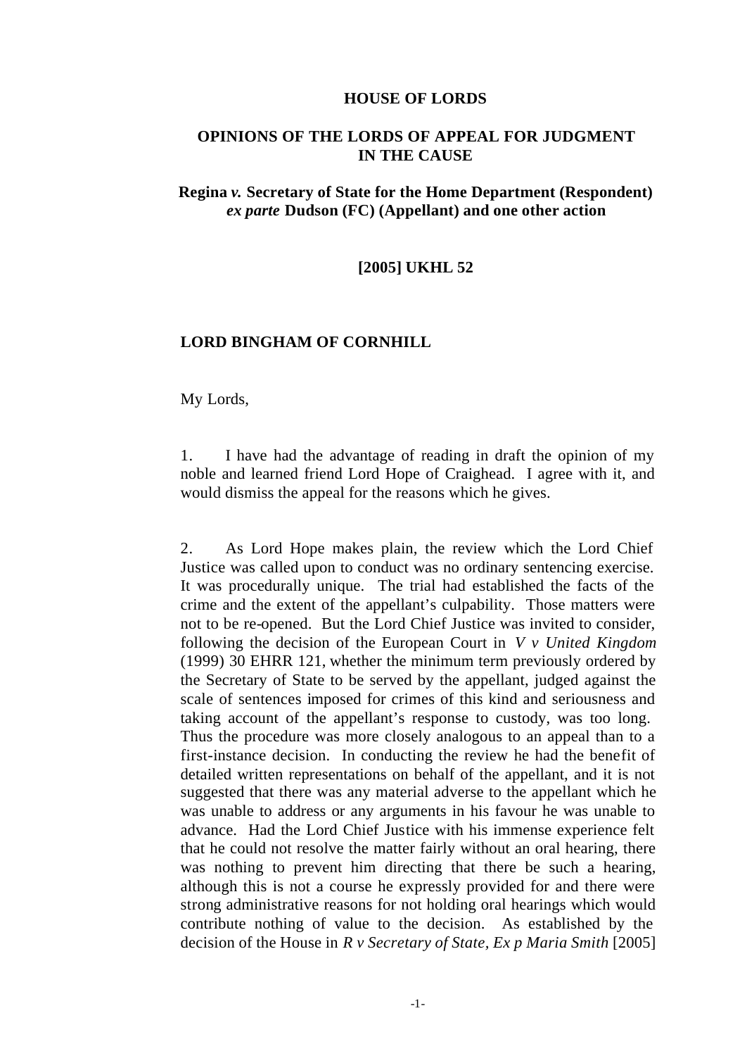# HOUSE OF LORDS

## OPINIONS OF THE LORDS OF APPEAL FOR JUDGMENT IN THE CAUSE

### Regina *v.* Secretary of State for the Home Department (Respondent) *ex parte* Dudson (FC) (Appellant) and one other action

**[2005] UKHL 52**

### LORD BINGHAM OF CORNHILL

My Lords,

1. I have had the advantage of reading in draft the opinion of my noble and learned friend Lord Hope of Craighead. I agree with it, and would dismiss the appeal for the reasons which he gives.

2. As Lord Hope makes plain, the review which the Lord Chief Justice was called upon to conduct was no ordinary sentencing exercise. It was procedurally unique. The trial had established the facts of the crime and the extent of the appellant's culpability. Those matters were not to be re-opened. But the Lord Chief Justice was invited to consider, following the decision of the European Court in *V v United Kingdom* (1999) 30 EHRR 121, whether the minimum term previously ordered by the Secretary of State to be served by the appellant, judged against the scale of sentences imposed for crimes of this kind and seriousness and taking account of the appellant's response to custody, was too long. Thus the procedure was more closely analogous to an appeal than to a first-instance decision. In conducting the review he had the benefit of detailed written representations on behalf of the appellant, and it is not suggested that there was any material adverse to the appellant which he was unable to address or any arguments in his favour he was unable to advance. Had the Lord Chief Justice with his immense experience felt that he could not resolve the matter fairly without an oral hearing, there was nothing to prevent him directing that there be such a hearing, although this is not a course he expressly provided for and there were strong administrative reasons for not holding oral hearings which would contribute nothing of value to the decision. As established by the decision of the House in *R v Secretary of State, Ex p Maria Smith* [2005]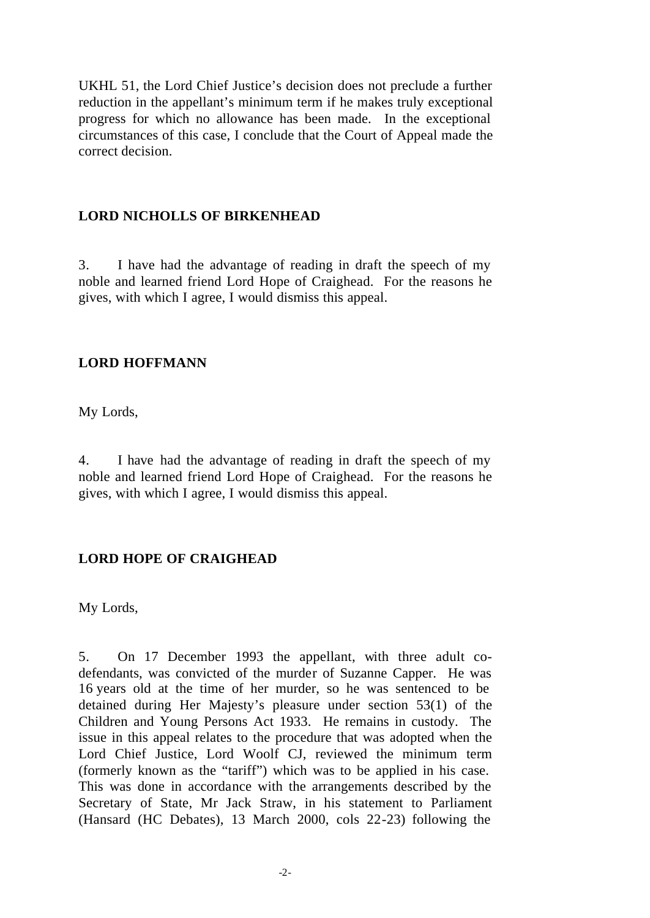UKHL 51, the Lord Chief Justice's decision does not preclude a further reduction in the appellant's minimum term if he makes truly exceptional progress for which no allowance has been made. In the exceptional circumstances of this case, I conclude that the Court of Appeal made the correct decision.

**LORD NICHOLLS OF BIRKENHEAD**

3. I have had the advantage of reading in draft the speech of my noble and learned friend Lord Hope of Craighead. For the reasons he gives, with which I agree, I would dismiss this appeal.

**LORD HOFFMANN**

My Lords,

4. I have had the advantage of reading in draft the speech of my noble and learned friend Lord Hope of Craighead. For the reasons he gives, with which I agree, I would dismiss this appeal.

**LORD HOPE OF CRAIGHEAD**

My Lords,

5. On 17 December 1993 the appellant, with three adult co-defendants, was convicted of the murder of Suzanne Capper. He was 16 years old at the time of her murder, so he was sentenced to be detained during Her Majesty's pleasure under section 53(1) of the Children and Young Persons Act 1933. He remains in custody. The issue in this appeal relates to the procedure that was adopted when the Lord Chief Justice, Lord Woolf CJ, reviewed the minimum term (formerly known as the "tariff") which was to be applied in his case. This was done in accordance with the arrangements described by the Secretary of State, Mr Jack Straw, in his statement to Parliament (Hansard (HC Debates), 13 March 2000, cols 22-23) following the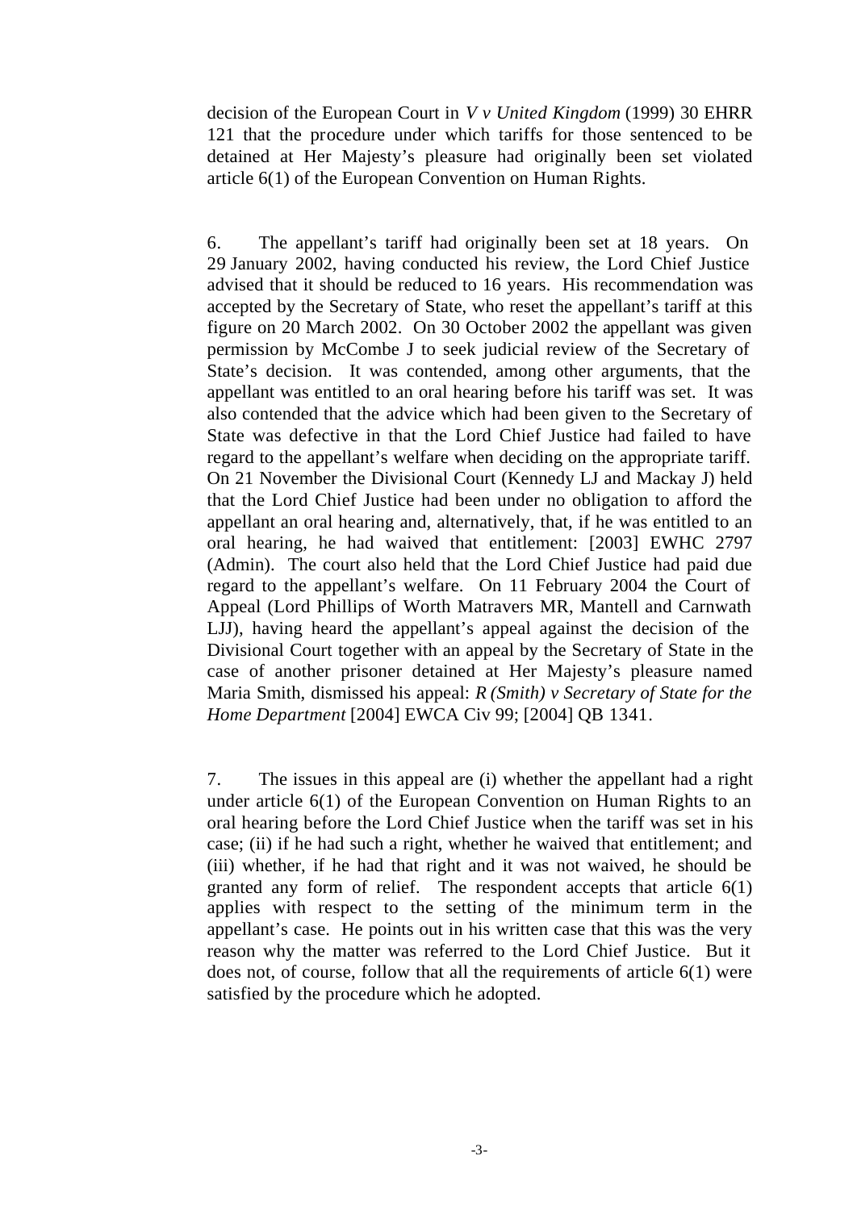decision of the European Court in *V v United Kingdom* (1999) 30 EHRR 121 that the procedure under which tariffs for those sentenced to be detained at Her Majesty's pleasure had originally been set violated article 6(1) of the European Convention on Human Rights.

6. The appellant's tariff had originally been set at 18 years. On 29 January 2002, having conducted his review, the Lord Chief Justice advised that it should be reduced to 16 years. His recommendation was accepted by the Secretary of State, who reset the appellant's tariff at this figure on 20 March 2002. On 30 October 2002 the appellant was given permission by McCombe J to seek judicial review of the Secretary of State's decision. It was contended, among other arguments, that the appellant was entitled to an oral hearing before his tariff was set. It was also contended that the advice which had been given to the Secretary of State was defective in that the Lord Chief Justice had failed to have regard to the appellant's welfare when deciding on the appropriate tariff. On 21 November the Divisional Court (Kennedy LJ and Mackay J) held that the Lord Chief Justice had been under no obligation to afford the appellant an oral hearing and, alternatively, that, if he was entitled to an oral hearing, he had waived that entitlement: [2003] EWHC 2797 (Admin). The court also held that the Lord Chief Justice had paid due regard to the appellant's welfare. On 11 February 2004 the Court of Appeal (Lord Phillips of Worth Matravers MR, Mantell and Carnwath LJJ), having heard the appellant's appeal against the decision of the Divisional Court together with an appeal by the Secretary of State in the case of another prisoner detained at Her Majesty's pleasure named Maria Smith, dismissed his appeal: *R (Smith) v Secretary of State for the Home Department* [2004] EWCA Civ 99; [2004] QB 1341.

7. The issues in this appeal are (i) whether the appellant had a right under article 6(1) of the European Convention on Human Rights to an oral hearing before the Lord Chief Justice when the tariff was set in his case; (ii) if he had such a right, whether he waived that entitlement; and (iii) whether, if he had that right and it was not waived, he should be granted any form of relief. The respondent accepts that article 6(1) applies with respect to the setting of the minimum term in the appellant's case. He points out in his written case that this was the very reason why the matter was referred to the Lord Chief Justice. But it does not, of course, follow that all the requirements of article 6(1) were satisfied by the procedure which he adopted.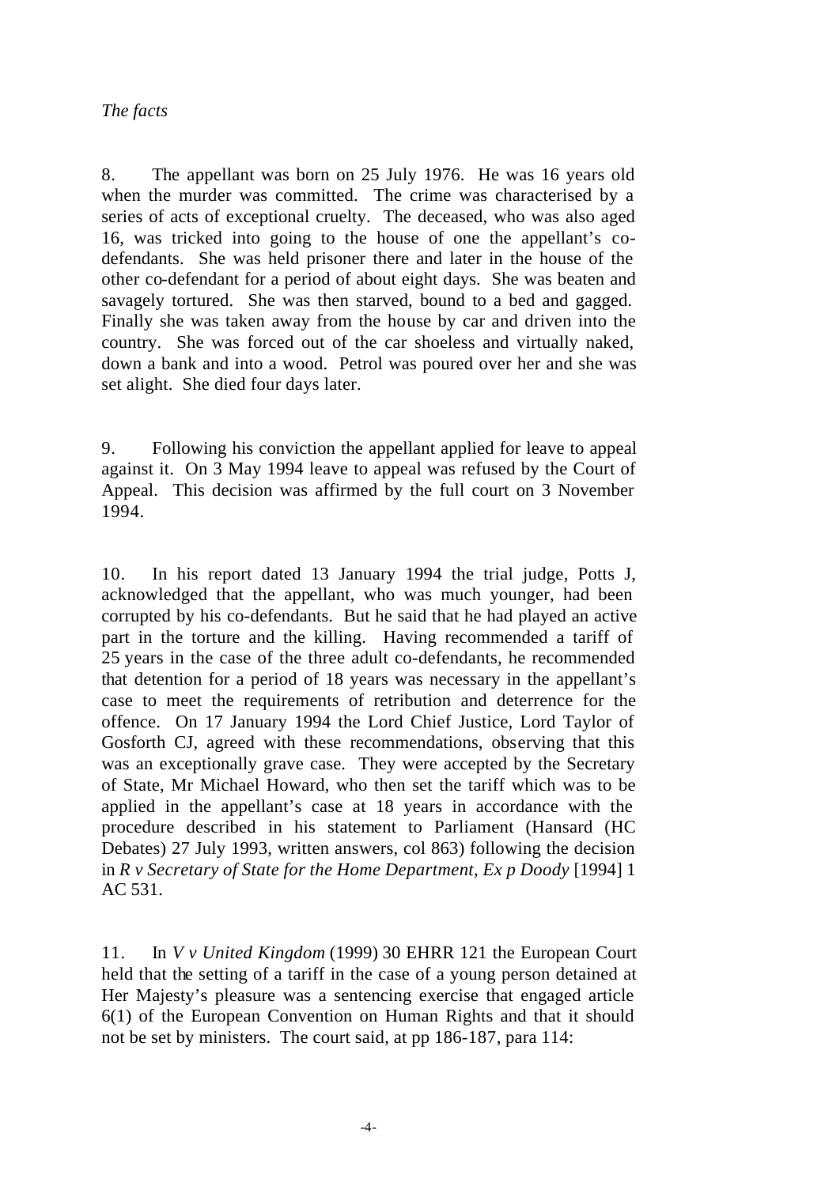*The facts*

8. The appellant was born on 25 July 1976. He was 16 years old when the murder was committed. The crime was characterised by a series of acts of exceptional cruelty. The deceased, who was also aged 16, was tricked into going to the house of one the appellant's co-defendants. She was held prisoner there and later in the house of the other co-defendant for a period of about eight days. She was beaten and savagely tortured. She was then starved, bound to a bed and gagged. Finally she was taken away from the house by car and driven into the country. She was forced out of the car shoeless and virtually naked, down a bank and into a wood. Petrol was poured over her and she was set alight. She died four days later.

9. Following his conviction the appellant applied for leave to appeal against it. On 3 May 1994 leave to appeal was refused by the Court of Appeal. This decision was affirmed by the full court on 3 November 1994.

10. In his report dated 13 January 1994 the trial judge, Potts J, acknowledged that the appellant, who was much younger, had been corrupted by his co-defendants. But he said that he had played an active part in the torture and the killing. Having recommended a tariff of 25 years in the case of the three adult co-defendants, he recommended that detention for a period of 18 years was necessary in the appellant's case to meet the requirements of retribution and deterrence for the offence. On 17 January 1994 the Lord Chief Justice, Lord Taylor of Gosforth CJ, agreed with these recommendations, observing that this was an exceptionally grave case. They were accepted by the Secretary of State, Mr Michael Howard, who then set the tariff which was to be applied in the appellant's case at 18 years in accordance with the procedure described in his statement to Parliament (Hansard (HC Debates) 27 July 1993, written answers, col 863) following the decision in *R v Secretary of State for the Home Department, Ex p Doody* [1994] 1 AC 531.

11. In *V v United Kingdom* (1999) 30 EHRR 121 the European Court held that the setting of a tariff in the case of a young person detained at Her Majesty's pleasure was a sentencing exercise that engaged article 6(1) of the European Convention on Human Rights and that it should not be set by ministers. The court said, at pp 186-187, para 114: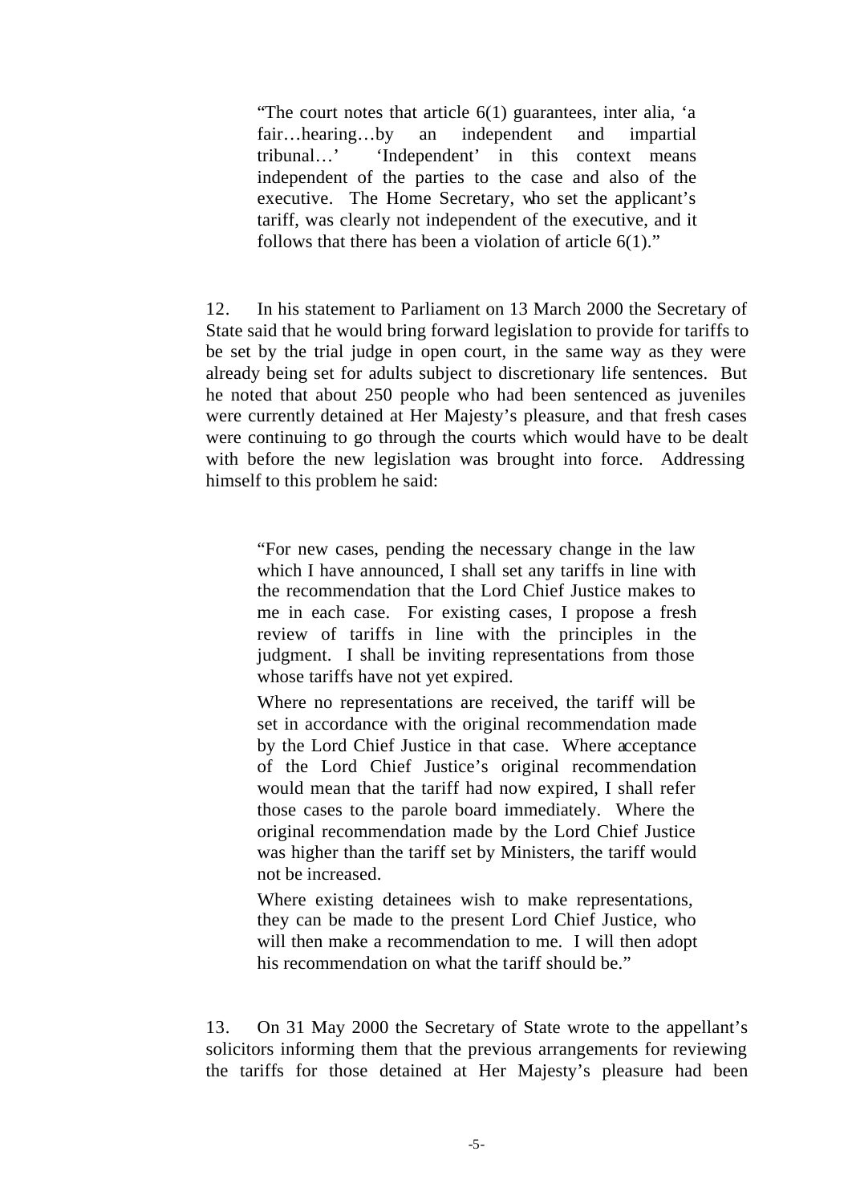> "The court notes that article 6(1) guarantees, inter alia, 'a fair…hearing…by an independent and impartial tribunal…' 'Independent' in this context means independent of the parties to the case and also of the executive. The Home Secretary, who set the applicant's tariff, was clearly not independent of the executive, and it follows that there has been a violation of article 6(1)."

12. In his statement to Parliament on 13 March 2000 the Secretary of State said that he would bring forward legislation to provide for tariffs to be set by the trial judge in open court, in the same way as they were already being set for adults subject to discretionary life sentences. But he noted that about 250 people who had been sentenced as juveniles were currently detained at Her Majesty's pleasure, and that fresh cases were continuing to go through the courts which would have to be dealt with before the new legislation was brought into force. Addressing himself to this problem he said:

> "For new cases, pending the necessary change in the law which I have announced, I shall set any tariffs in line with the recommendation that the Lord Chief Justice makes to me in each case. For existing cases, I propose a fresh review of tariffs in line with the principles in the judgment. I shall be inviting representations from those whose tariffs have not yet expired.
>
> Where no representations are received, the tariff will be set in accordance with the original recommendation made by the Lord Chief Justice in that case. Where acceptance of the Lord Chief Justice's original recommendation would mean that the tariff had now expired, I shall refer those cases to the parole board immediately. Where the original recommendation made by the Lord Chief Justice was higher than the tariff set by Ministers, the tariff would not be increased.
>
> Where existing detainees wish to make representations, they can be made to the present Lord Chief Justice, who will then make a recommendation to me. I will then adopt his recommendation on what the tariff should be."

13. On 31 May 2000 the Secretary of State wrote to the appellant's solicitors informing them that the previous arrangements for reviewing the tariffs for those detained at Her Majesty's pleasure had been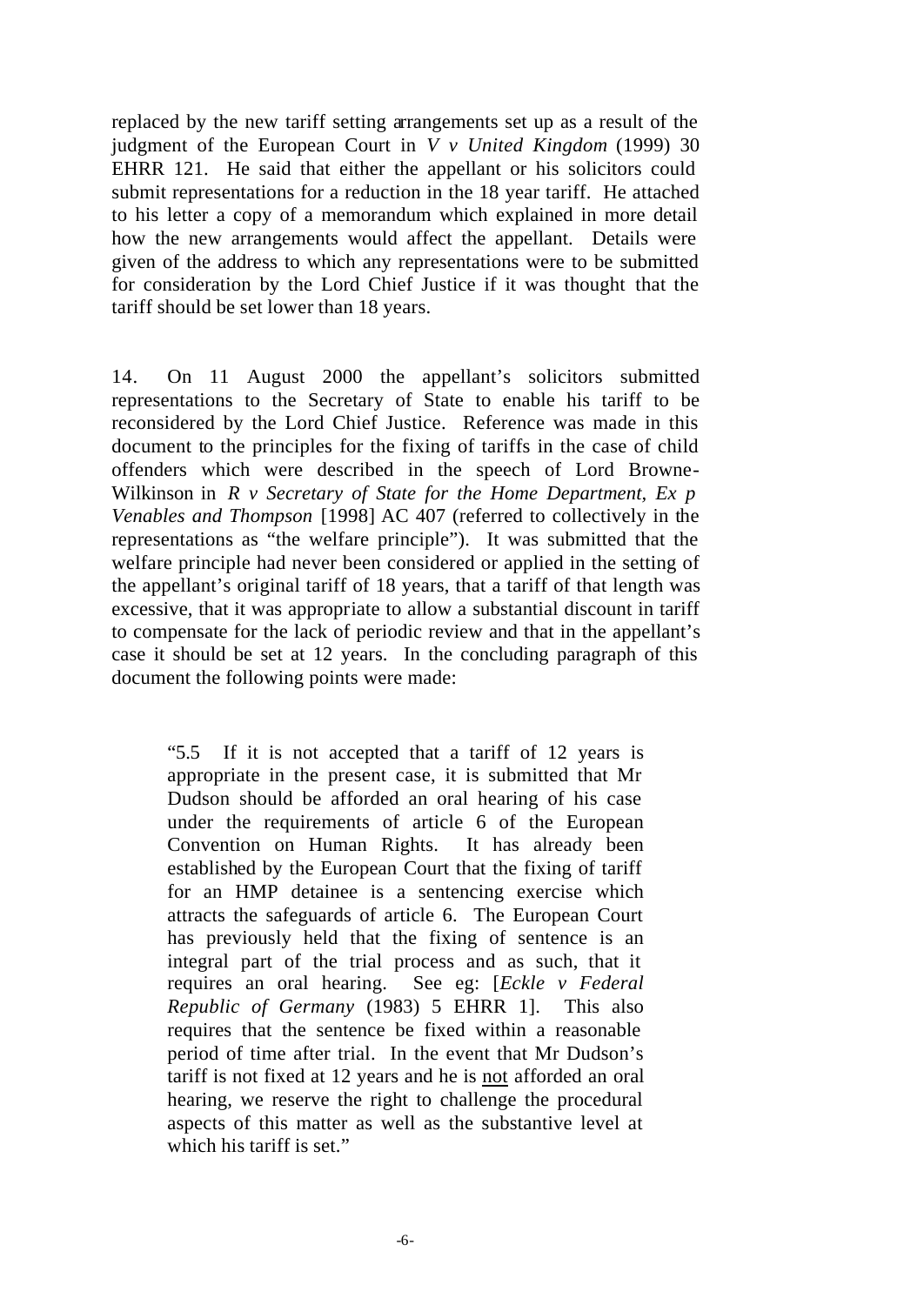replaced by the new tariff setting arrangements set up as a result of the judgment of the European Court in *V v United Kingdom* (1999) 30 EHRR 121. He said that either the appellant or his solicitors could submit representations for a reduction in the 18 year tariff. He attached to his letter a copy of a memorandum which explained in more detail how the new arrangements would affect the appellant. Details were given of the address to which any representations were to be submitted for consideration by the Lord Chief Justice if it was thought that the tariff should be set lower than 18 years.

14. On 11 August 2000 the appellant's solicitors submitted representations to the Secretary of State to enable his tariff to be reconsidered by the Lord Chief Justice. Reference was made in this document to the principles for the fixing of tariffs in the case of child offenders which were described in the speech of Lord Browne-Wilkinson in *R v Secretary of State for the Home Department, Ex p Venables and Thompson* [1998] AC 407 (referred to collectively in the representations as "the welfare principle"). It was submitted that the welfare principle had never been considered or applied in the setting of the appellant's original tariff of 18 years, that a tariff of that length was excessive, that it was appropriate to allow a substantial discount in tariff to compensate for the lack of periodic review and that in the appellant's case it should be set at 12 years. In the concluding paragraph of this document the following points were made:

> "5.5 If it is not accepted that a tariff of 12 years is appropriate in the present case, it is submitted that Mr Dudson should be afforded an oral hearing of his case under the requirements of article 6 of the European Convention on Human Rights. It has already been established by the European Court that the fixing of tariff for an HMP detainee is a sentencing exercise which attracts the safeguards of article 6. The European Court has previously held that the fixing of sentence is an integral part of the trial process and as such, that it requires an oral hearing. See eg: [*Eckle v Federal Republic of Germany* (1983) 5 EHRR 1]. This also requires that the sentence be fixed within a reasonable period of time after trial. In the event that Mr Dudson's tariff is not fixed at 12 years and he is <u>not</u> afforded an oral hearing, we reserve the right to challenge the procedural aspects of this matter as well as the substantive level at which his tariff is set."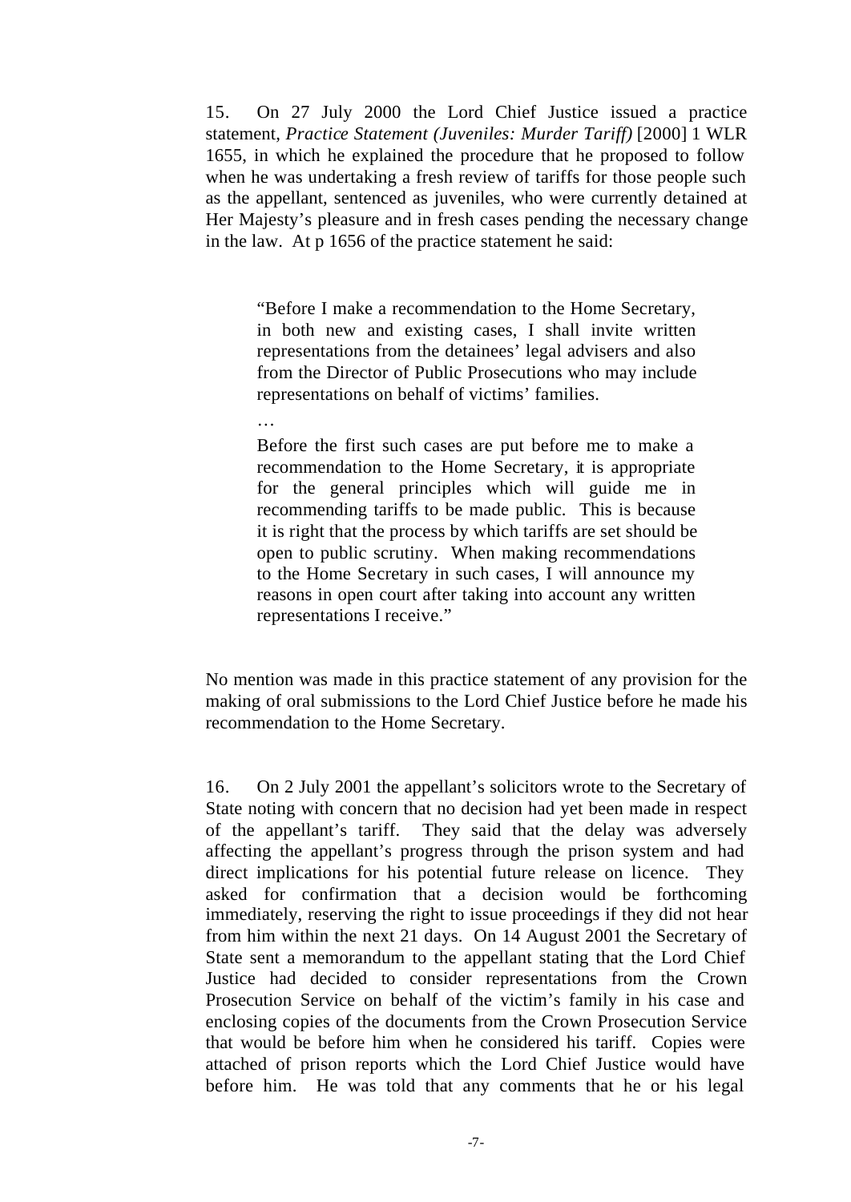15. On 27 July 2000 the Lord Chief Justice issued a practice statement, *Practice Statement (Juveniles: Murder Tariff)* [2000] 1 WLR 1655, in which he explained the procedure that he proposed to follow when he was undertaking a fresh review of tariffs for those people such as the appellant, sentenced as juveniles, who were currently detained at Her Majesty's pleasure and in fresh cases pending the necessary change in the law. At p 1656 of the practice statement he said:

> "Before I make a recommendation to the Home Secretary, in both new and existing cases, I shall invite written representations from the detainees' legal advisers and also from the Director of Public Prosecutions who may include representations on behalf of victims' families.
>
> …
>
> Before the first such cases are put before me to make a recommendation to the Home Secretary, it is appropriate for the general principles which will guide me in recommending tariffs to be made public. This is because it is right that the process by which tariffs are set should be open to public scrutiny. When making recommendations to the Home Secretary in such cases, I will announce my reasons in open court after taking into account any written representations I receive."

No mention was made in this practice statement of any provision for the making of oral submissions to the Lord Chief Justice before he made his recommendation to the Home Secretary.

16. On 2 July 2001 the appellant's solicitors wrote to the Secretary of State noting with concern that no decision had yet been made in respect of the appellant's tariff. They said that the delay was adversely affecting the appellant's progress through the prison system and had direct implications for his potential future release on licence. They asked for confirmation that a decision would be forthcoming immediately, reserving the right to issue proceedings if they did not hear from him within the next 21 days. On 14 August 2001 the Secretary of State sent a memorandum to the appellant stating that the Lord Chief Justice had decided to consider representations from the Crown Prosecution Service on behalf of the victim's family in his case and enclosing copies of the documents from the Crown Prosecution Service that would be before him when he considered his tariff. Copies were attached of prison reports which the Lord Chief Justice would have before him. He was told that any comments that he or his legal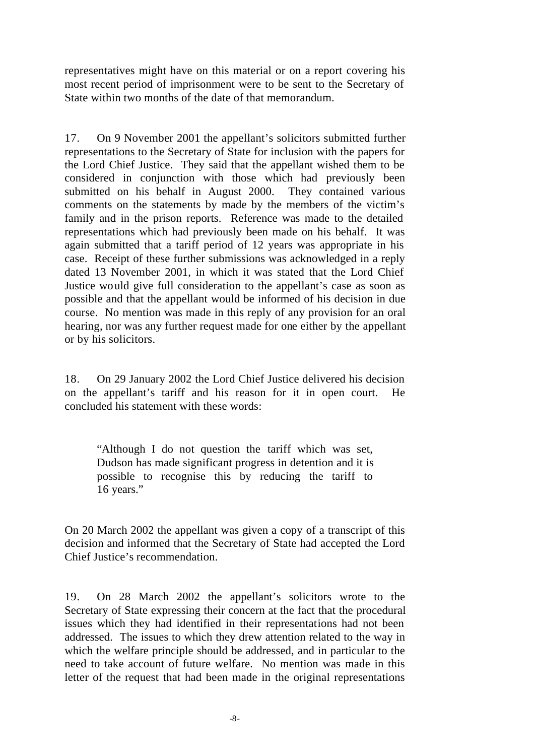representatives might have on this material or on a report covering his most recent period of imprisonment were to be sent to the Secretary of State within two months of the date of that memorandum.

17. On 9 November 2001 the appellant's solicitors submitted further representations to the Secretary of State for inclusion with the papers for the Lord Chief Justice. They said that the appellant wished them to be considered in conjunction with those which had previously been submitted on his behalf in August 2000. They contained various comments on the statements by made by the members of the victim's family and in the prison reports. Reference was made to the detailed representations which had previously been made on his behalf. It was again submitted that a tariff period of 12 years was appropriate in his case. Receipt of these further submissions was acknowledged in a reply dated 13 November 2001, in which it was stated that the Lord Chief Justice would give full consideration to the appellant's case as soon as possible and that the appellant would be informed of his decision in due course. No mention was made in this reply of any provision for an oral hearing, nor was any further request made for one either by the appellant or by his solicitors.

18. On 29 January 2002 the Lord Chief Justice delivered his decision on the appellant's tariff and his reason for it in open court. He concluded his statement with these words:

> "Although I do not question the tariff which was set, Dudson has made significant progress in detention and it is possible to recognise this by reducing the tariff to 16 years."

On 20 March 2002 the appellant was given a copy of a transcript of this decision and informed that the Secretary of State had accepted the Lord Chief Justice's recommendation.

19. On 28 March 2002 the appellant's solicitors wrote to the Secretary of State expressing their concern at the fact that the procedural issues which they had identified in their representations had not been addressed. The issues to which they drew attention related to the way in which the welfare principle should be addressed, and in particular to the need to take account of future welfare. No mention was made in this letter of the request that had been made in the original representations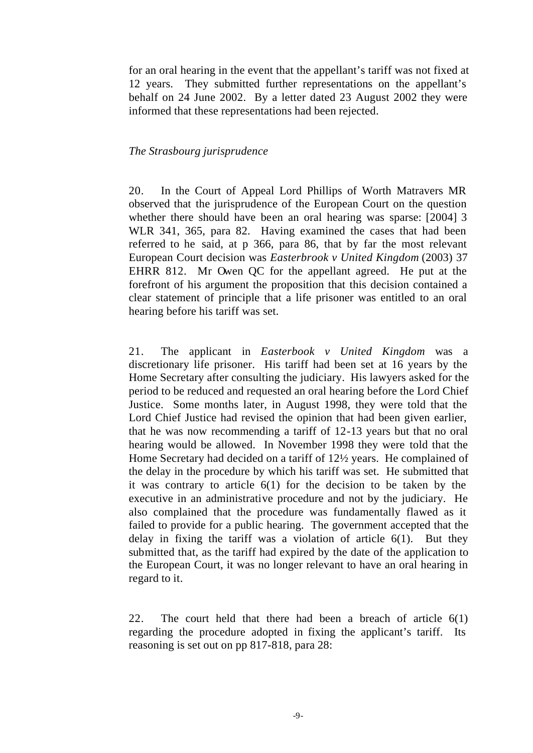for an oral hearing in the event that the appellant's tariff was not fixed at 12 years. They submitted further representations on the appellant's behalf on 24 June 2002. By a letter dated 23 August 2002 they were informed that these representations had been rejected.

*The Strasbourg jurisprudence*

20. In the Court of Appeal Lord Phillips of Worth Matravers MR observed that the jurisprudence of the European Court on the question whether there should have been an oral hearing was sparse: [2004] 3 WLR 341, 365, para 82. Having examined the cases that had been referred to he said, at p 366, para 86, that by far the most relevant European Court decision was *Easterbrook v United Kingdom* (2003) 37 EHRR 812. Mr Owen QC for the appellant agreed. He put at the forefront of his argument the proposition that this decision contained a clear statement of principle that a life prisoner was entitled to an oral hearing before his tariff was set.

21. The applicant in *Easterbook v United Kingdom* was a discretionary life prisoner. His tariff had been set at 16 years by the Home Secretary after consulting the judiciary. His lawyers asked for the period to be reduced and requested an oral hearing before the Lord Chief Justice. Some months later, in August 1998, they were told that the Lord Chief Justice had revised the opinion that had been given earlier, that he was now recommending a tariff of 12-13 years but that no oral hearing would be allowed. In November 1998 they were told that the Home Secretary had decided on a tariff of 12½ years. He complained of the delay in the procedure by which his tariff was set. He submitted that it was contrary to article 6(1) for the decision to be taken by the executive in an administrative procedure and not by the judiciary. He also complained that the procedure was fundamentally flawed as it failed to provide for a public hearing. The government accepted that the delay in fixing the tariff was a violation of article 6(1). But they submitted that, as the tariff had expired by the date of the application to the European Court, it was no longer relevant to have an oral hearing in regard to it.

22. The court held that there had been a breach of article 6(1) regarding the procedure adopted in fixing the applicant's tariff. Its reasoning is set out on pp 817-818, para 28: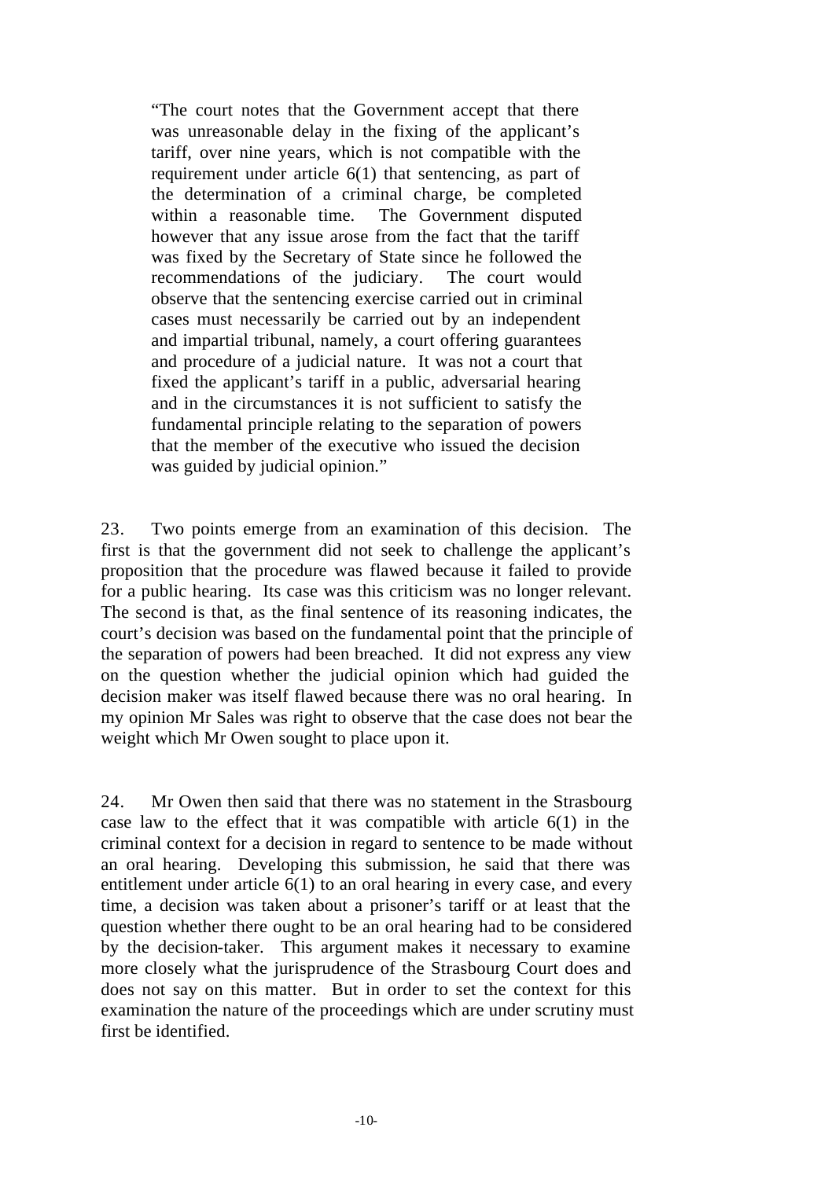> "The court notes that the Government accept that there was unreasonable delay in the fixing of the applicant's tariff, over nine years, which is not compatible with the requirement under article 6(1) that sentencing, as part of the determination of a criminal charge, be completed within a reasonable time. The Government disputed however that any issue arose from the fact that the tariff was fixed by the Secretary of State since he followed the recommendations of the judiciary. The court would observe that the sentencing exercise carried out in criminal cases must necessarily be carried out by an independent and impartial tribunal, namely, a court offering guarantees and procedure of a judicial nature. It was not a court that fixed the applicant's tariff in a public, adversarial hearing and in the circumstances it is not sufficient to satisfy the fundamental principle relating to the separation of powers that the member of the executive who issued the decision was guided by judicial opinion."

23. Two points emerge from an examination of this decision. The first is that the government did not seek to challenge the applicant's proposition that the procedure was flawed because it failed to provide for a public hearing. Its case was this criticism was no longer relevant. The second is that, as the final sentence of its reasoning indicates, the court's decision was based on the fundamental point that the principle of the separation of powers had been breached. It did not express any view on the question whether the judicial opinion which had guided the decision maker was itself flawed because there was no oral hearing. In my opinion Mr Sales was right to observe that the case does not bear the weight which Mr Owen sought to place upon it.

24. Mr Owen then said that there was no statement in the Strasbourg case law to the effect that it was compatible with article 6(1) in the criminal context for a decision in regard to sentence to be made without an oral hearing. Developing this submission, he said that there was entitlement under article 6(1) to an oral hearing in every case, and every time, a decision was taken about a prisoner's tariff or at least that the question whether there ought to be an oral hearing had to be considered by the decision-taker. This argument makes it necessary to examine more closely what the jurisprudence of the Strasbourg Court does and does not say on this matter. But in order to set the context for this examination the nature of the proceedings which are under scrutiny must first be identified.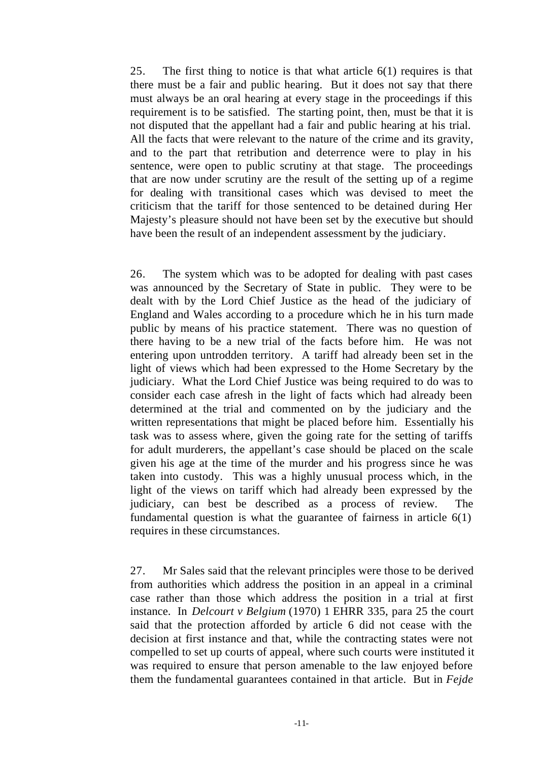25. The first thing to notice is that what article 6(1) requires is that there must be a fair and public hearing. But it does not say that there must always be an oral hearing at every stage in the proceedings if this requirement is to be satisfied. The starting point, then, must be that it is not disputed that the appellant had a fair and public hearing at his trial. All the facts that were relevant to the nature of the crime and its gravity, and to the part that retribution and deterrence were to play in his sentence, were open to public scrutiny at that stage. The proceedings that are now under scrutiny are the result of the setting up of a regime for dealing with transitional cases which was devised to meet the criticism that the tariff for those sentenced to be detained during Her Majesty's pleasure should not have been set by the executive but should have been the result of an independent assessment by the judiciary.

26. The system which was to be adopted for dealing with past cases was announced by the Secretary of State in public. They were to be dealt with by the Lord Chief Justice as the head of the judiciary of England and Wales according to a procedure which he in his turn made public by means of his practice statement. There was no question of there having to be a new trial of the facts before him. He was not entering upon untrodden territory. A tariff had already been set in the light of views which had been expressed to the Home Secretary by the judiciary. What the Lord Chief Justice was being required to do was to consider each case afresh in the light of facts which had already been determined at the trial and commented on by the judiciary and the written representations that might be placed before him. Essentially his task was to assess where, given the going rate for the setting of tariffs for adult murderers, the appellant's case should be placed on the scale given his age at the time of the murder and his progress since he was taken into custody. This was a highly unusual process which, in the light of the views on tariff which had already been expressed by the judiciary, can best be described as a process of review. The fundamental question is what the guarantee of fairness in article 6(1) requires in these circumstances.

27. Mr Sales said that the relevant principles were those to be derived from authorities which address the position in an appeal in a criminal case rather than those which address the position in a trial at first instance. In *Delcourt v Belgium* (1970) 1 EHRR 335, para 25 the court said that the protection afforded by article 6 did not cease with the decision at first instance and that, while the contracting states were not compelled to set up courts of appeal, where such courts were instituted it was required to ensure that person amenable to the law enjoyed before them the fundamental guarantees contained in that article. But in *Fejde*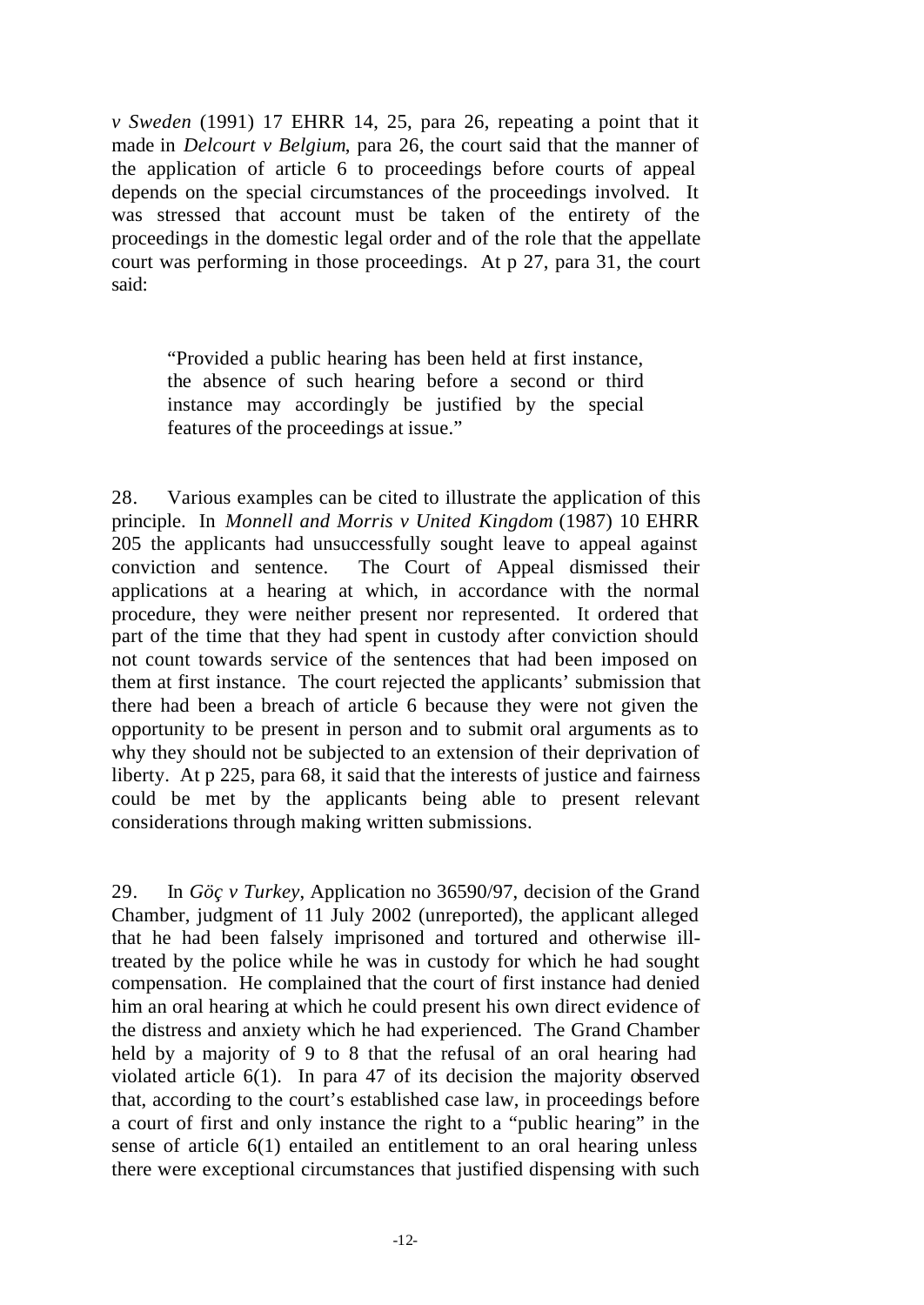*v Sweden* (1991) 17 EHRR 14, 25, para 26, repeating a point that it made in *Delcourt v Belgium*, para 26, the court said that the manner of the application of article 6 to proceedings before courts of appeal depends on the special circumstances of the proceedings involved. It was stressed that account must be taken of the entirety of the proceedings in the domestic legal order and of the role that the appellate court was performing in those proceedings. At p 27, para 31, the court said:

> "Provided a public hearing has been held at first instance, the absence of such hearing before a second or third instance may accordingly be justified by the special features of the proceedings at issue."

28. Various examples can be cited to illustrate the application of this principle. In *Monnell and Morris v United Kingdom* (1987) 10 EHRR 205 the applicants had unsuccessfully sought leave to appeal against conviction and sentence. The Court of Appeal dismissed their applications at a hearing at which, in accordance with the normal procedure, they were neither present nor represented. It ordered that part of the time that they had spent in custody after conviction should not count towards service of the sentences that had been imposed on them at first instance. The court rejected the applicants' submission that there had been a breach of article 6 because they were not given the opportunity to be present in person and to submit oral arguments as to why they should not be subjected to an extension of their deprivation of liberty. At p 225, para 68, it said that the interests of justice and fairness could be met by the applicants being able to present relevant considerations through making written submissions.

29. In *Göç v Turkey*, Application no 36590/97, decision of the Grand Chamber, judgment of 11 July 2002 (unreported), the applicant alleged that he had been falsely imprisoned and tortured and otherwise ill-treated by the police while he was in custody for which he had sought compensation. He complained that the court of first instance had denied him an oral hearing at which he could present his own direct evidence of the distress and anxiety which he had experienced. The Grand Chamber held by a majority of 9 to 8 that the refusal of an oral hearing had violated article 6(1). In para 47 of its decision the majority observed that, according to the court's established case law, in proceedings before a court of first and only instance the right to a "public hearing" in the sense of article 6(1) entailed an entitlement to an oral hearing unless there were exceptional circumstances that justified dispensing with such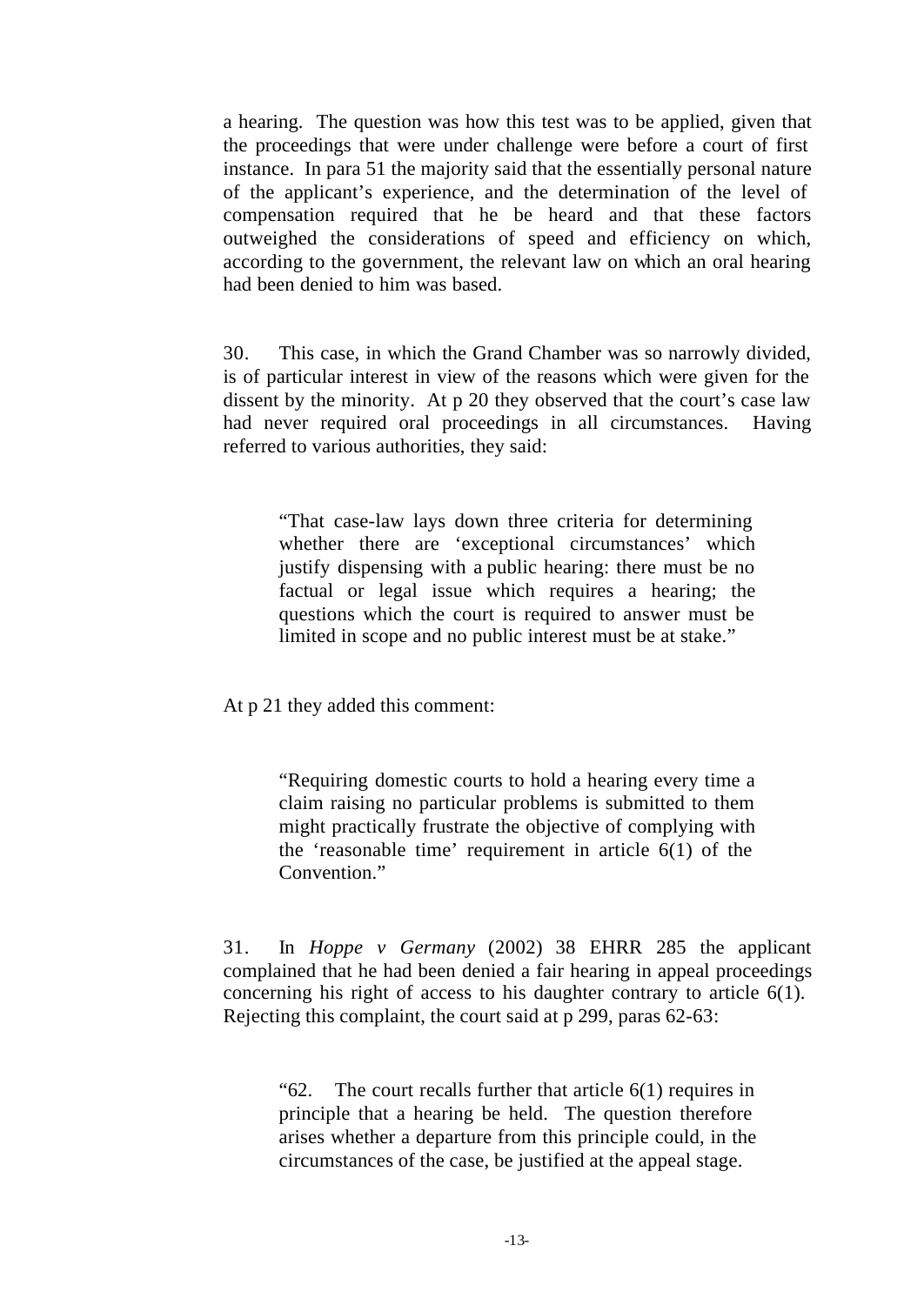a hearing. The question was how this test was to be applied, given that the proceedings that were under challenge were before a court of first instance. In para 51 the majority said that the essentially personal nature of the applicant's experience, and the determination of the level of compensation required that he be heard and that these factors outweighed the considerations of speed and efficiency on which, according to the government, the relevant law on which an oral hearing had been denied to him was based.

30. This case, in which the Grand Chamber was so narrowly divided, is of particular interest in view of the reasons which were given for the dissent by the minority. At p 20 they observed that the court's case law had never required oral proceedings in all circumstances. Having referred to various authorities, they said:

> "That case-law lays down three criteria for determining whether there are 'exceptional circumstances' which justify dispensing with a public hearing: there must be no factual or legal issue which requires a hearing; the questions which the court is required to answer must be limited in scope and no public interest must be at stake."

At p 21 they added this comment:

> "Requiring domestic courts to hold a hearing every time a claim raising no particular problems is submitted to them might practically frustrate the objective of complying with the 'reasonable time' requirement in article 6(1) of the Convention."

31. In *Hoppe v Germany* (2002) 38 EHRR 285 the applicant complained that he had been denied a fair hearing in appeal proceedings concerning his right of access to his daughter contrary to article 6(1). Rejecting this complaint, the court said at p 299, paras 62-63:

> "62. The court recalls further that article 6(1) requires in principle that a hearing be held. The question therefore arises whether a departure from this principle could, in the circumstances of the case, be justified at the appeal stage.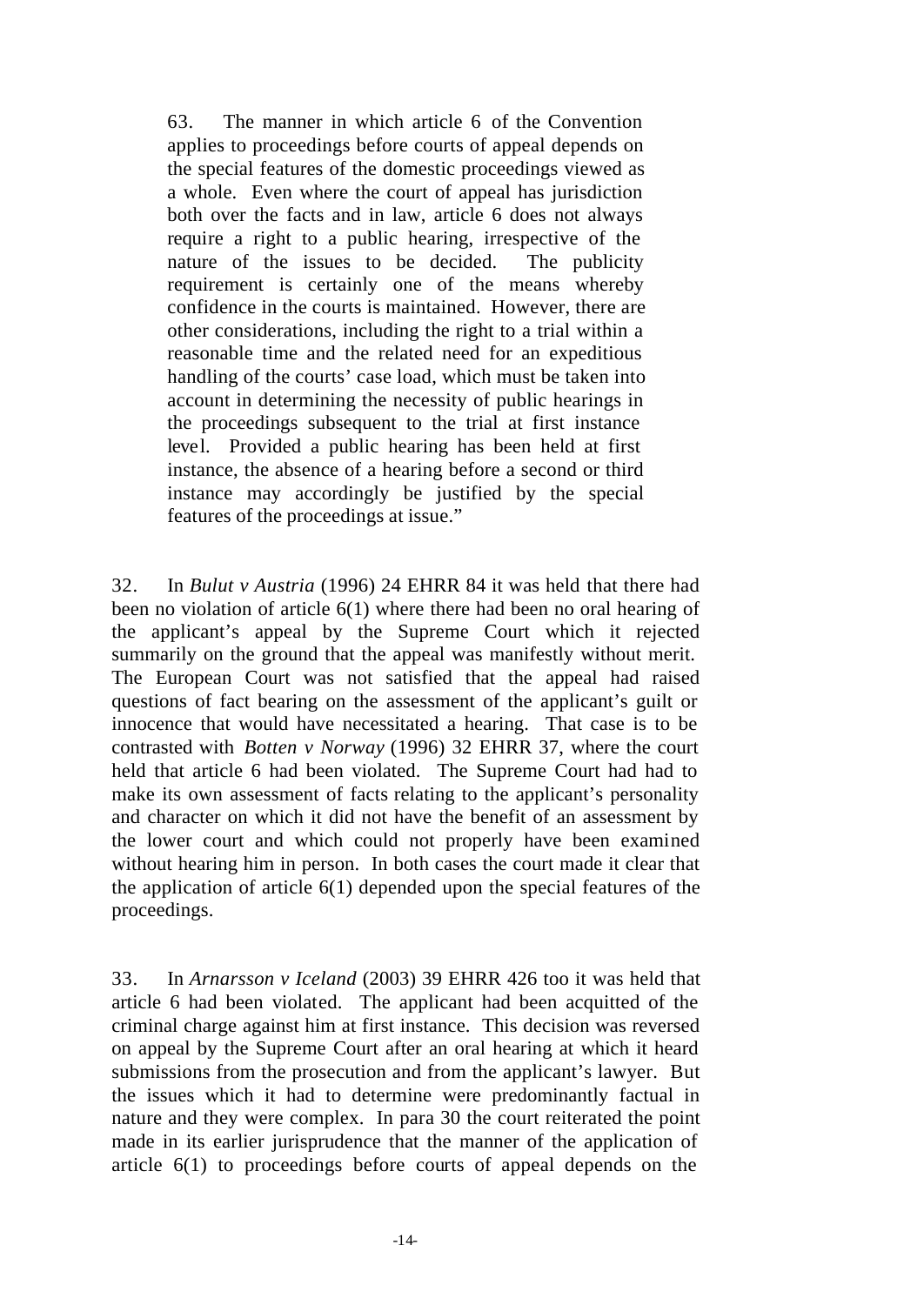> 63. The manner in which article 6 of the Convention applies to proceedings before courts of appeal depends on the special features of the domestic proceedings viewed as a whole. Even where the court of appeal has jurisdiction both over the facts and in law, article 6 does not always require a right to a public hearing, irrespective of the nature of the issues to be decided. The publicity requirement is certainly one of the means whereby confidence in the courts is maintained. However, there are other considerations, including the right to a trial within a reasonable time and the related need for an expeditious handling of the courts' case load, which must be taken into account in determining the necessity of public hearings in the proceedings subsequent to the trial at first instance level. Provided a public hearing has been held at first instance, the absence of a hearing before a second or third instance may accordingly be justified by the special features of the proceedings at issue."

32. In *Bulut v Austria* (1996) 24 EHRR 84 it was held that there had been no violation of article 6(1) where there had been no oral hearing of the applicant's appeal by the Supreme Court which it rejected summarily on the ground that the appeal was manifestly without merit. The European Court was not satisfied that the appeal had raised questions of fact bearing on the assessment of the applicant's guilt or innocence that would have necessitated a hearing. That case is to be contrasted with *Botten v Norway* (1996) 32 EHRR 37, where the court held that article 6 had been violated. The Supreme Court had had to make its own assessment of facts relating to the applicant's personality and character on which it did not have the benefit of an assessment by the lower court and which could not properly have been examined without hearing him in person. In both cases the court made it clear that the application of article 6(1) depended upon the special features of the proceedings.

33. In *Arnarsson v Iceland* (2003) 39 EHRR 426 too it was held that article 6 had been violated. The applicant had been acquitted of the criminal charge against him at first instance. This decision was reversed on appeal by the Supreme Court after an oral hearing at which it heard submissions from the prosecution and from the applicant's lawyer. But the issues which it had to determine were predominantly factual in nature and they were complex. In para 30 the court reiterated the point made in its earlier jurisprudence that the manner of the application of article 6(1) to proceedings before courts of appeal depends on the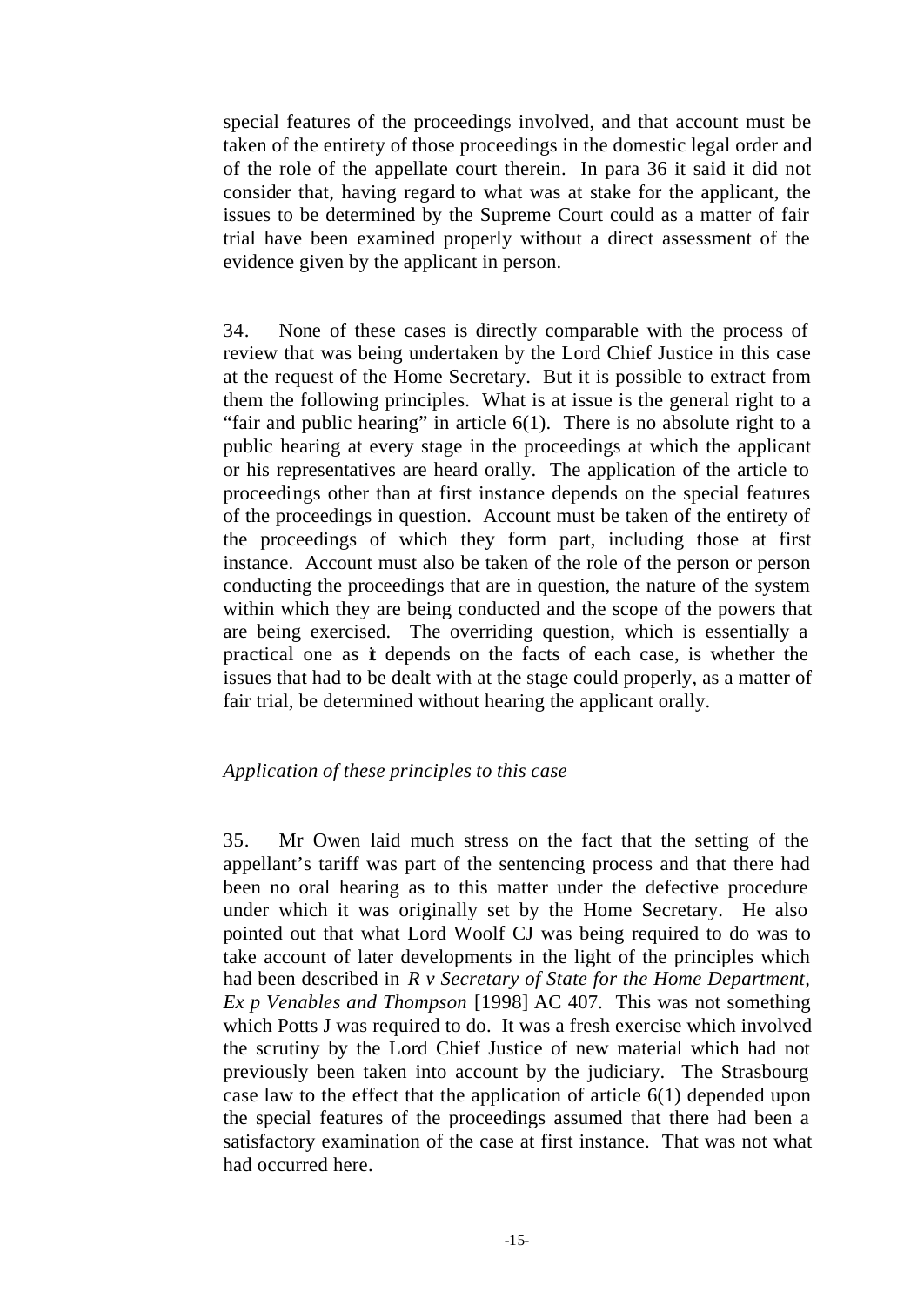special features of the proceedings involved, and that account must be taken of the entirety of those proceedings in the domestic legal order and of the role of the appellate court therein. In para 36 it said it did not consider that, having regard to what was at stake for the applicant, the issues to be determined by the Supreme Court could as a matter of fair trial have been examined properly without a direct assessment of the evidence given by the applicant in person.

34. None of these cases is directly comparable with the process of review that was being undertaken by the Lord Chief Justice in this case at the request of the Home Secretary. But it is possible to extract from them the following principles. What is at issue is the general right to a "fair and public hearing" in article 6(1). There is no absolute right to a public hearing at every stage in the proceedings at which the applicant or his representatives are heard orally. The application of the article to proceedings other than at first instance depends on the special features of the proceedings in question. Account must be taken of the entirety of the proceedings of which they form part, including those at first instance. Account must also be taken of the role of the person or person conducting the proceedings that are in question, the nature of the system within which they are being conducted and the scope of the powers that are being exercised. The overriding question, which is essentially a practical one as it depends on the facts of each case, is whether the issues that had to be dealt with at the stage could properly, as a matter of fair trial, be determined without hearing the applicant orally.

*Application of these principles to this case*

35. Mr Owen laid much stress on the fact that the setting of the appellant's tariff was part of the sentencing process and that there had been no oral hearing as to this matter under the defective procedure under which it was originally set by the Home Secretary. He also pointed out that what Lord Woolf CJ was being required to do was to take account of later developments in the light of the principles which had been described in *R v Secretary of State for the Home Department, Ex p Venables and Thompson* [1998] AC 407. This was not something which Potts J was required to do. It was a fresh exercise which involved the scrutiny by the Lord Chief Justice of new material which had not previously been taken into account by the judiciary. The Strasbourg case law to the effect that the application of article 6(1) depended upon the special features of the proceedings assumed that there had been a satisfactory examination of the case at first instance. That was not what had occurred here.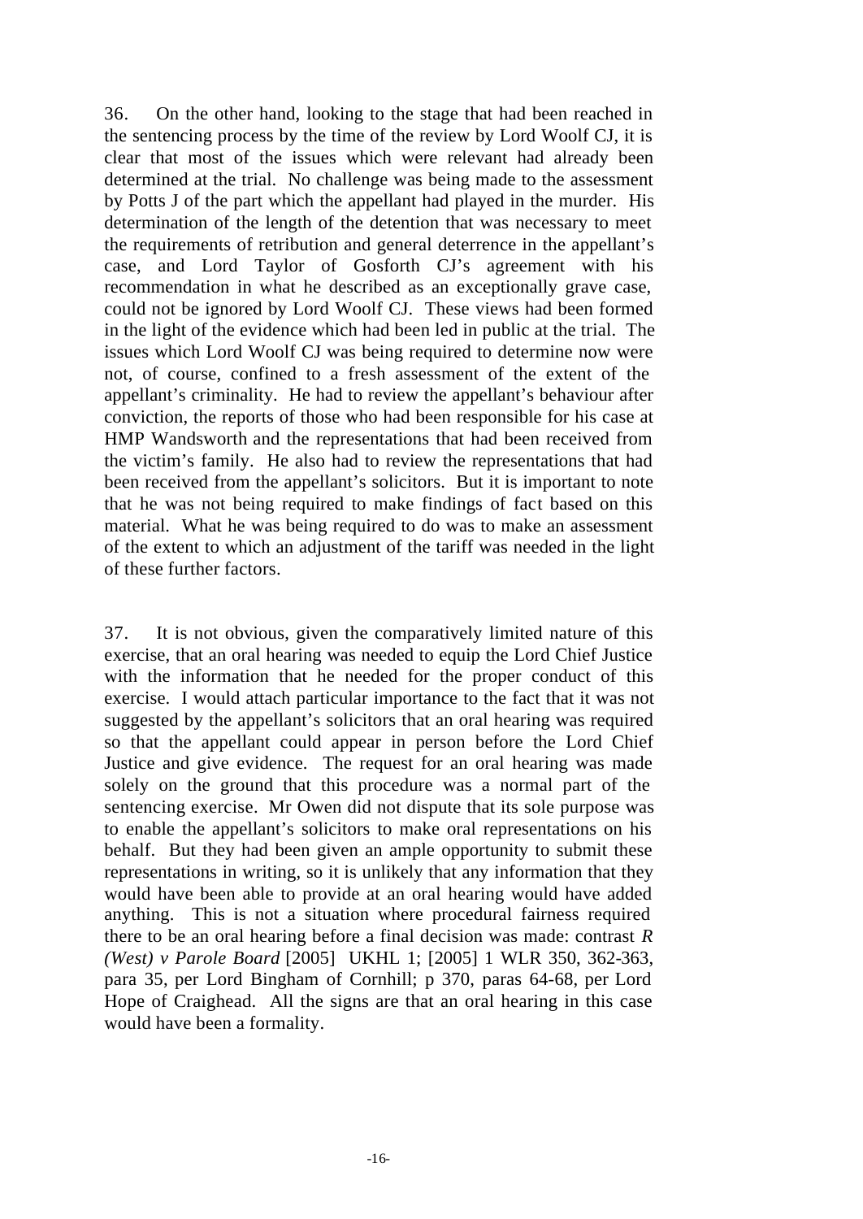36. On the other hand, looking to the stage that had been reached in the sentencing process by the time of the review by Lord Woolf CJ, it is clear that most of the issues which were relevant had already been determined at the trial. No challenge was being made to the assessment by Potts J of the part which the appellant had played in the murder. His determination of the length of the detention that was necessary to meet the requirements of retribution and general deterrence in the appellant's case, and Lord Taylor of Gosforth CJ's agreement with his recommendation in what he described as an exceptionally grave case, could not be ignored by Lord Woolf CJ. These views had been formed in the light of the evidence which had been led in public at the trial. The issues which Lord Woolf CJ was being required to determine now were not, of course, confined to a fresh assessment of the extent of the appellant's criminality. He had to review the appellant's behaviour after conviction, the reports of those who had been responsible for his case at HMP Wandsworth and the representations that had been received from the victim's family. He also had to review the representations that had been received from the appellant's solicitors. But it is important to note that he was not being required to make findings of fact based on this material. What he was being required to do was to make an assessment of the extent to which an adjustment of the tariff was needed in the light of these further factors.

37. It is not obvious, given the comparatively limited nature of this exercise, that an oral hearing was needed to equip the Lord Chief Justice with the information that he needed for the proper conduct of this exercise. I would attach particular importance to the fact that it was not suggested by the appellant's solicitors that an oral hearing was required so that the appellant could appear in person before the Lord Chief Justice and give evidence. The request for an oral hearing was made solely on the ground that this procedure was a normal part of the sentencing exercise. Mr Owen did not dispute that its sole purpose was to enable the appellant's solicitors to make oral representations on his behalf. But they had been given an ample opportunity to submit these representations in writing, so it is unlikely that any information that they would have been able to provide at an oral hearing would have added anything. This is not a situation where procedural fairness required there to be an oral hearing before a final decision was made: contrast *R (West) v Parole Board* [2005] UKHL 1; [2005] 1 WLR 350, 362-363, para 35, per Lord Bingham of Cornhill; p 370, paras 64-68, per Lord Hope of Craighead. All the signs are that an oral hearing in this case would have been a formality.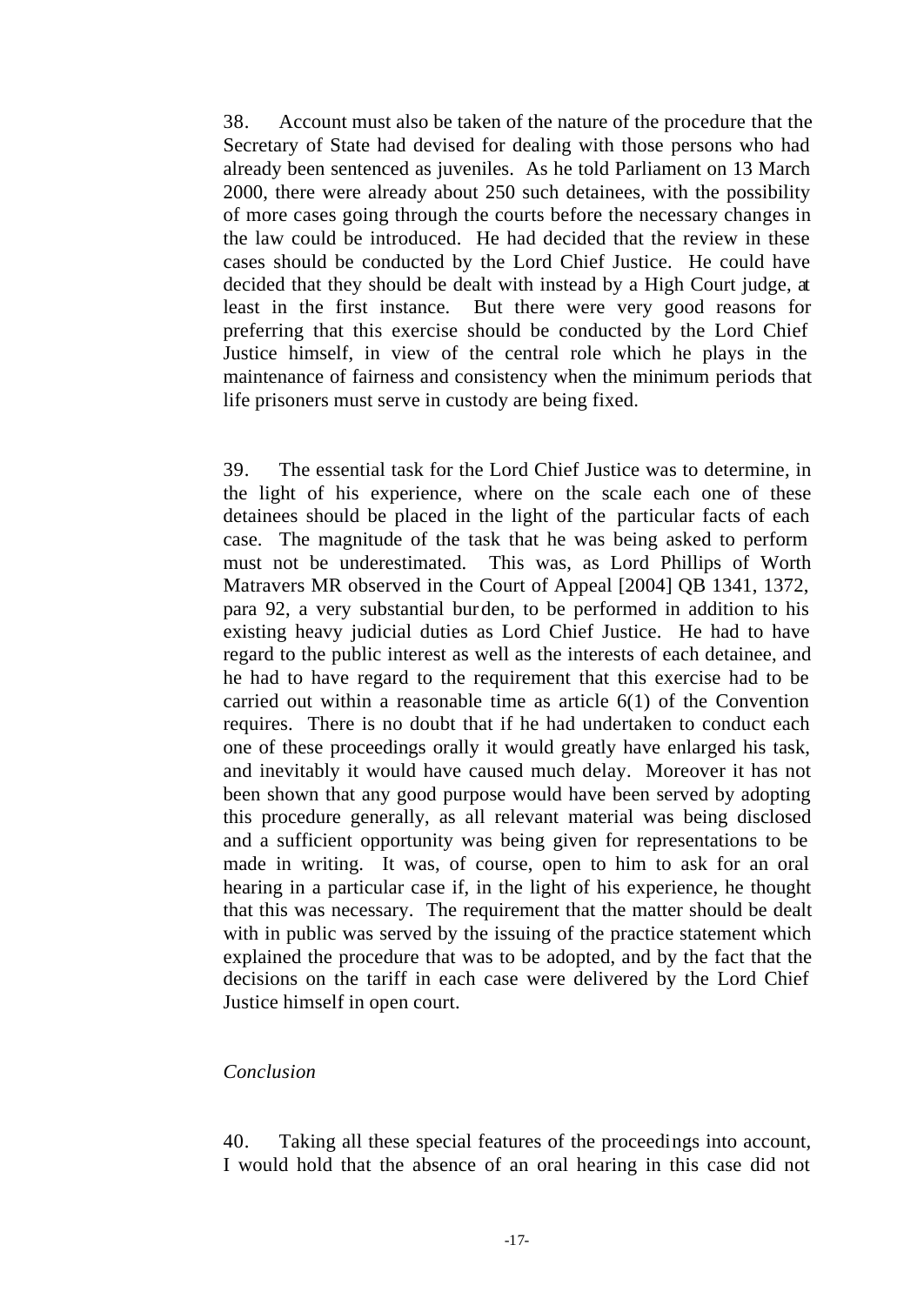38. Account must also be taken of the nature of the procedure that the Secretary of State had devised for dealing with those persons who had already been sentenced as juveniles. As he told Parliament on 13 March 2000, there were already about 250 such detainees, with the possibility of more cases going through the courts before the necessary changes in the law could be introduced. He had decided that the review in these cases should be conducted by the Lord Chief Justice. He could have decided that they should be dealt with instead by a High Court judge, at least in the first instance. But there were very good reasons for preferring that this exercise should be conducted by the Lord Chief Justice himself, in view of the central role which he plays in the maintenance of fairness and consistency when the minimum periods that life prisoners must serve in custody are being fixed.

39. The essential task for the Lord Chief Justice was to determine, in the light of his experience, where on the scale each one of these detainees should be placed in the light of the particular facts of each case. The magnitude of the task that he was being asked to perform must not be underestimated. This was, as Lord Phillips of Worth Matravers MR observed in the Court of Appeal [2004] QB 1341, 1372, para 92, a very substantial burden, to be performed in addition to his existing heavy judicial duties as Lord Chief Justice. He had to have regard to the public interest as well as the interests of each detainee, and he had to have regard to the requirement that this exercise had to be carried out within a reasonable time as article 6(1) of the Convention requires. There is no doubt that if he had undertaken to conduct each one of these proceedings orally it would greatly have enlarged his task, and inevitably it would have caused much delay. Moreover it has not been shown that any good purpose would have been served by adopting this procedure generally, as all relevant material was being disclosed and a sufficient opportunity was being given for representations to be made in writing. It was, of course, open to him to ask for an oral hearing in a particular case if, in the light of his experience, he thought that this was necessary. The requirement that the matter should be dealt with in public was served by the issuing of the practice statement which explained the procedure that was to be adopted, and by the fact that the decisions on the tariff in each case were delivered by the Lord Chief Justice himself in open court.

*Conclusion*

40. Taking all these special features of the proceedings into account, I would hold that the absence of an oral hearing in this case did not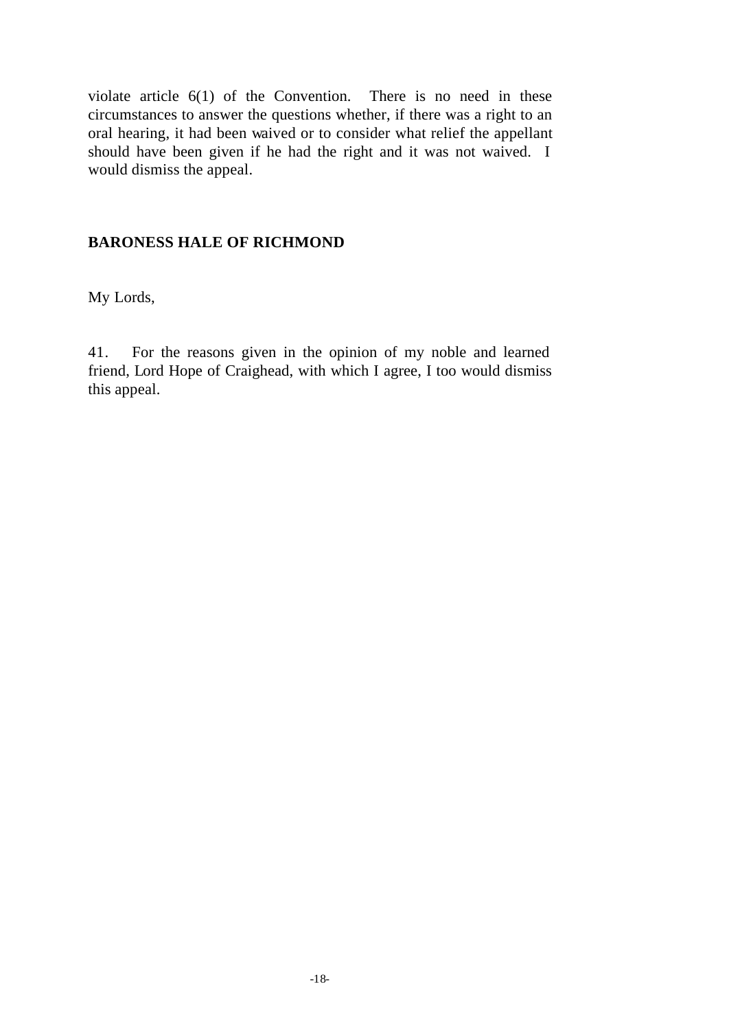violate article 6(1) of the Convention. There is no need in these circumstances to answer the questions whether, if there was a right to an oral hearing, it had been waived or to consider what relief the appellant should have been given if he had the right and it was not waived. I would dismiss the appeal.

**BARONESS HALE OF RICHMOND**

My Lords,

41. For the reasons given in the opinion of my noble and learned friend, Lord Hope of Craighead, with which I agree, I too would dismiss this appeal.